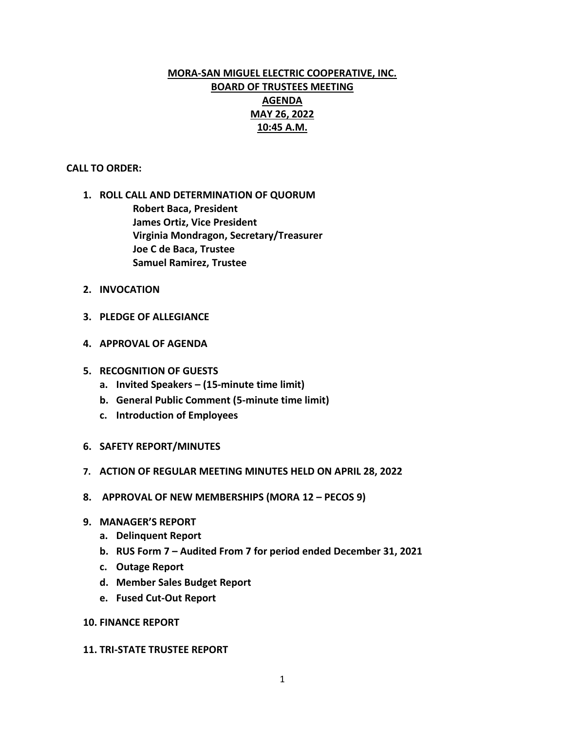# MORA-SAN MIGUEL ELECTRIC COOPERATIVE, INC.
## BOARD OF TRUSTEES MEETING
## AGENDA
## MAY 26, 2022
## 10:45 A.M.

**CALL TO ORDER:**

1. **ROLL CALL AND DETERMINATION OF QUORUM**
   - **Robert Baca, President**
   - **James Ortiz, Vice President**
   - **Virginia Mondragon, Secretary/Treasurer**
   - **Joe C de Baca, Trustee**
   - **Samuel Ramirez, Trustee**

2. **INVOCATION**

3. **PLEDGE OF ALLEGIANCE**

4. **APPROVAL OF AGENDA**

5. **RECOGNITION OF GUESTS**
   - a. **Invited Speakers – (15-minute time limit)**
   - b. **General Public Comment (5-minute time limit)**
   - c. **Introduction of Employees**

6. **SAFETY REPORT/MINUTES**

7. **ACTION OF REGULAR MEETING MINUTES HELD ON APRIL 28, 2022**

8. **APPROVAL OF NEW MEMBERSHIPS (MORA 12 – PECOS 9)**

9. **MANAGER'S REPORT**
   - a. **Delinquent Report**
   - b. **RUS Form 7 – Audited From 7 for period ended December 31, 2021**
   - c. **Outage Report**
   - d. **Member Sales Budget Report**
   - e. **Fused Cut-Out Report**

10. **FINANCE REPORT**

11. **TRI-STATE TRUSTEE REPORT**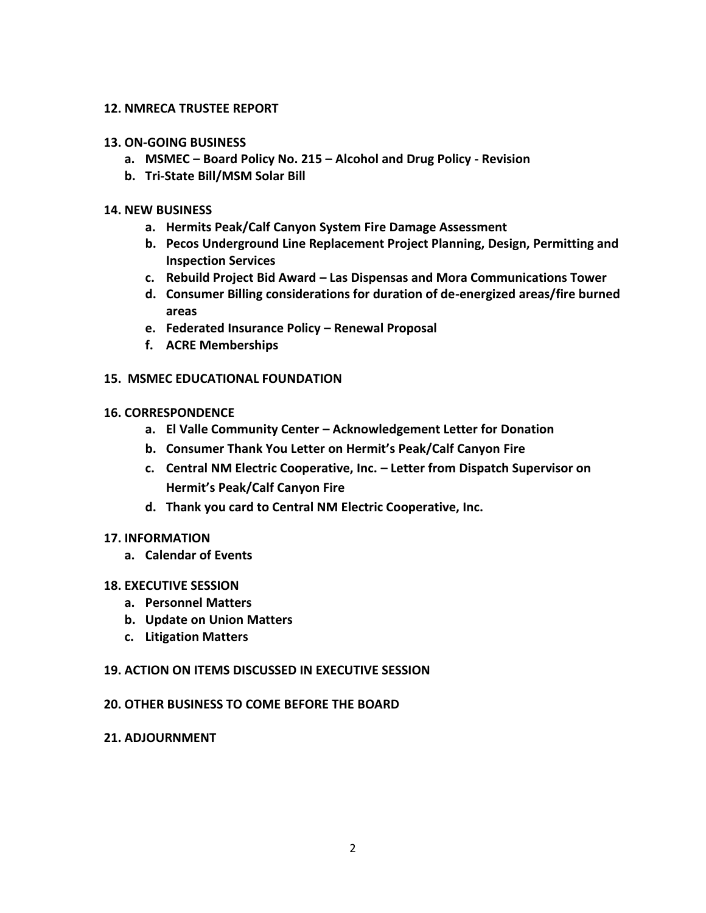**12. NMRECA TRUSTEE REPORT**

**13. ON-GOING BUSINESS**

- **a. MSMEC – Board Policy No. 215 – Alcohol and Drug Policy - Revision**
- **b. Tri-State Bill/MSM Solar Bill**

**14. NEW BUSINESS**

- **a. Hermits Peak/Calf Canyon System Fire Damage Assessment**
- **b. Pecos Underground Line Replacement Project Planning, Design, Permitting and Inspection Services**
- **c. Rebuild Project Bid Award – Las Dispensas and Mora Communications Tower**
- **d. Consumer Billing considerations for duration of de-energized areas/fire burned areas**
- **e. Federated Insurance Policy – Renewal Proposal**
- **f. ACRE Memberships**

**15. MSMEC EDUCATIONAL FOUNDATION**

**16. CORRESPONDENCE**

- **a. El Valle Community Center – Acknowledgement Letter for Donation**
- **b. Consumer Thank You Letter on Hermit's Peak/Calf Canyon Fire**
- **c. Central NM Electric Cooperative, Inc. – Letter from Dispatch Supervisor on Hermit's Peak/Calf Canyon Fire**
- **d. Thank you card to Central NM Electric Cooperative, Inc.**

**17. INFORMATION**

- **a. Calendar of Events**

**18. EXECUTIVE SESSION**

- **a. Personnel Matters**
- **b. Update on Union Matters**
- **c. Litigation Matters**

**19. ACTION ON ITEMS DISCUSSED IN EXECUTIVE SESSION**

**20. OTHER BUSINESS TO COME BEFORE THE BOARD**

**21. ADJOURNMENT**